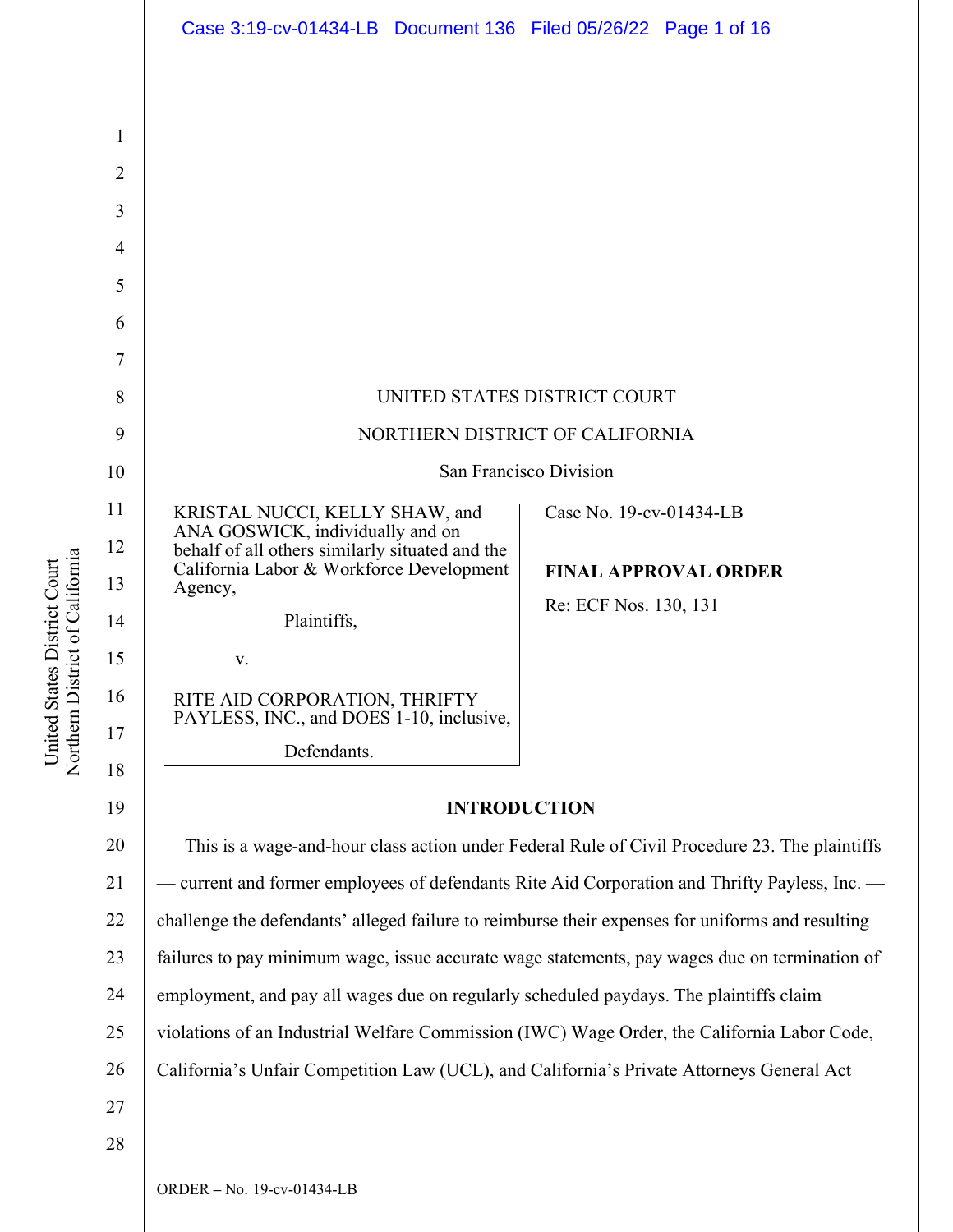UNITED STATES DISTRICT COURT

NORTHERN DISTRICT OF CALIFORNIA

San Francisco Division

KRISTAL NUCCI, KELLY SHAW, and ANA GOSWICK, individually and on behalf of all others similarly situated and the California Labor & Workforce Development Agency,

Plaintiffs,

v.

RITE AID CORPORATION, THRIFTY PAYLESS, INC., and DOES 1-10, inclusive,

Defendants.

Case No. 19-cv-01434-LB

**FINAL APPROVAL ORDER**

Re: ECF Nos. 130, 131

## INTRODUCTION

This is a wage-and-hour class action under Federal Rule of Civil Procedure 23. The plaintiffs — current and former employees of defendants Rite Aid Corporation and Thrifty Payless, Inc. — challenge the defendants' alleged failure to reimburse their expenses for uniforms and resulting failures to pay minimum wage, issue accurate wage statements, pay wages due on termination of employment, and pay all wages due on regularly scheduled paydays. The plaintiffs claim violations of an Industrial Welfare Commission (IWC) Wage Order, the California Labor Code, California's Unfair Competition Law (UCL), and California's Private Attorneys General Act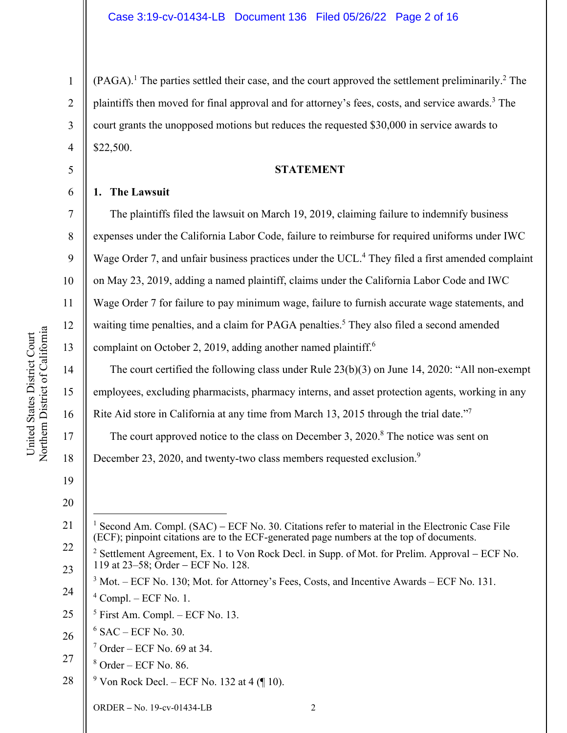(PAGA).[1] The parties settled their case, and the court approved the settlement preliminarily.[2] The plaintiffs then moved for final approval and for attorney's fees, costs, and service awards.[3] The court grants the unopposed motions but reduces the requested $30,000 in service awards to $22,500.

**STATEMENT**

**1. The Lawsuit**

The plaintiffs filed the lawsuit on March 19, 2019, claiming failure to indemnify business expenses under the California Labor Code, failure to reimburse for required uniforms under IWC Wage Order 7, and unfair business practices under the UCL.[4] They filed a first amended complaint on May 23, 2019, adding a named plaintiff, claims under the California Labor Code and IWC Wage Order 7 for failure to pay minimum wage, failure to furnish accurate wage statements, and waiting time penalties, and a claim for PAGA penalties.[5] They also filed a second amended complaint on October 2, 2019, adding another named plaintiff.[6]

The court certified the following class under Rule 23(b)(3) on June 14, 2020: "All non-exempt employees, excluding pharmacists, pharmacy interns, and asset protection agents, working in any Rite Aid store in California at any time from March 13, 2015 through the trial date."[7]

The court approved notice to the class on December 3, 2020.[8] The notice was sent on December 23, 2020, and twenty-two class members requested exclusion.[9]

---

[1] Second Am. Compl. (SAC) – ECF No. 30. Citations refer to material in the Electronic Case File (ECF); pinpoint citations are to the ECF-generated page numbers at the top of documents.

[2] Settlement Agreement, Ex. 1 to Von Rock Decl. in Supp. of Mot. for Prelim. Approval – ECF No. 119 at 23–58; Order – ECF No. 128.

[3] Mot. – ECF No. 130; Mot. for Attorney's Fees, Costs, and Incentive Awards – ECF No. 131.

[4] Compl. – ECF No. 1.

[5] First Am. Compl. – ECF No. 13.

[6] SAC – ECF No. 30.

[7] Order – ECF No. 69 at 34.

[8] Order – ECF No. 86.

[9] Von Rock Decl. – ECF No. 132 at 4 (¶ 10).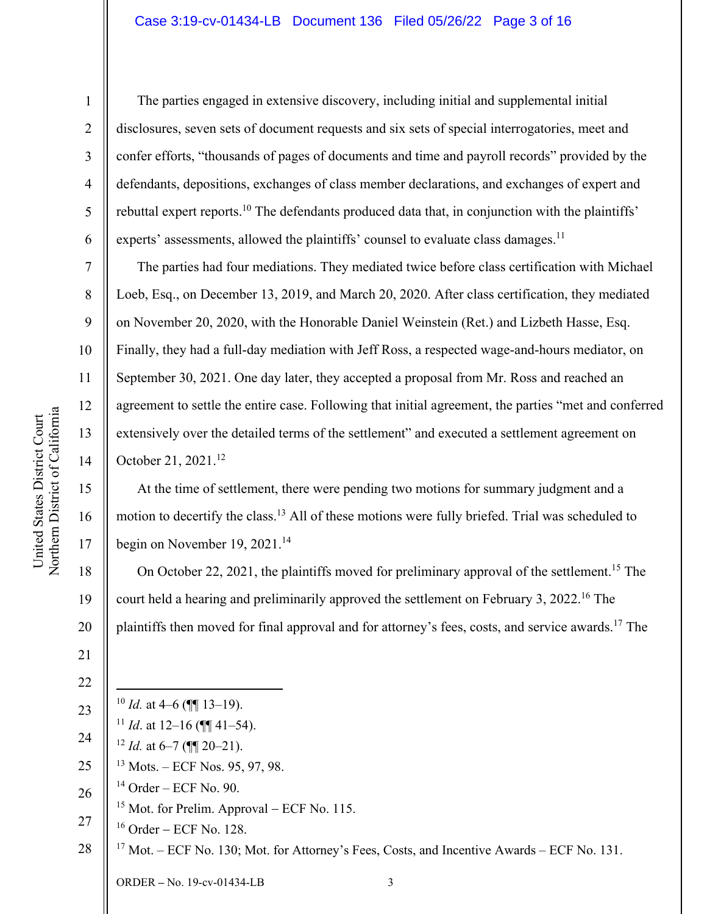The parties engaged in extensive discovery, including initial and supplemental initial disclosures, seven sets of document requests and six sets of special interrogatories, meet and confer efforts, "thousands of pages of documents and time and payroll records" provided by the defendants, depositions, exchanges of class member declarations, and exchanges of expert and rebuttal expert reports.[10] The defendants produced data that, in conjunction with the plaintiffs' experts' assessments, allowed the plaintiffs' counsel to evaluate class damages.[11]

The parties had four mediations. They mediated twice before class certification with Michael Loeb, Esq., on December 13, 2019, and March 20, 2020. After class certification, they mediated on November 20, 2020, with the Honorable Daniel Weinstein (Ret.) and Lizbeth Hasse, Esq. Finally, they had a full-day mediation with Jeff Ross, a respected wage-and-hours mediator, on September 30, 2021. One day later, they accepted a proposal from Mr. Ross and reached an agreement to settle the entire case. Following that initial agreement, the parties "met and conferred extensively over the detailed terms of the settlement" and executed a settlement agreement on October 21, 2021.[12]

At the time of settlement, there were pending two motions for summary judgment and a motion to decertify the class.[13] All of these motions were fully briefed. Trial was scheduled to begin on November 19, 2021.[14]

On October 22, 2021, the plaintiffs moved for preliminary approval of the settlement.[15] The court held a hearing and preliminarily approved the settlement on February 3, 2022.[16] The plaintiffs then moved for final approval and for attorney's fees, costs, and service awards.[17] The

---

[10] *Id.* at 4–6 (¶¶ 13–19).

[11] *Id*. at 12–16 (¶¶ 41–54).

[12] *Id.* at 6–7 (¶¶ 20–21).

[13] Mots. – ECF Nos. 95, 97, 98.

[14] Order – ECF No. 90.

[15] Mot. for Prelim. Approval – ECF No. 115.

[16] Order – ECF No. 128.

[17] Mot. – ECF No. 130; Mot. for Attorney's Fees, Costs, and Incentive Awards – ECF No. 131.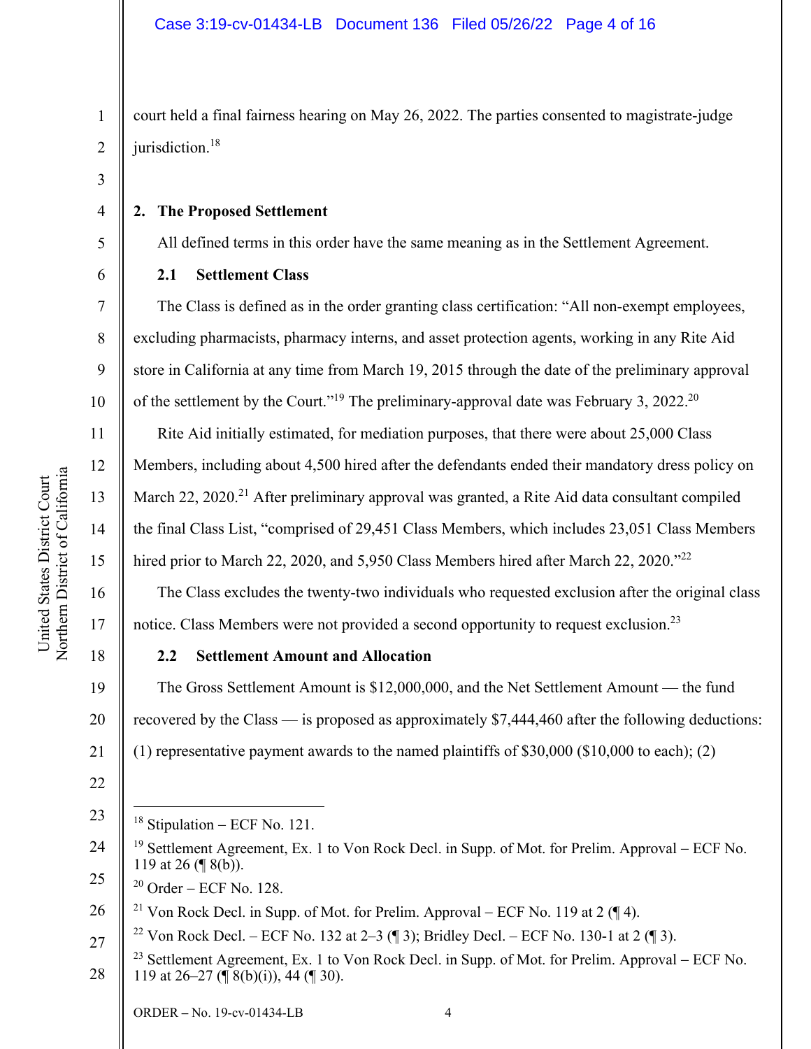court held a final fairness hearing on May 26, 2022. The parties consented to magistrate-judge jurisdiction.[18]

### 2. The Proposed Settlement

All defined terms in this order have the same meaning as in the Settlement Agreement.

#### 2.1 Settlement Class

The Class is defined as in the order granting class certification: "All non-exempt employees, excluding pharmacists, pharmacy interns, and asset protection agents, working in any Rite Aid store in California at any time from March 19, 2015 through the date of the preliminary approval of the settlement by the Court."[19] The preliminary-approval date was February 3, 2022.[20]

Rite Aid initially estimated, for mediation purposes, that there were about 25,000 Class Members, including about 4,500 hired after the defendants ended their mandatory dress policy on March 22, 2020.[21] After preliminary approval was granted, a Rite Aid data consultant compiled the final Class List, "comprised of 29,451 Class Members, which includes 23,051 Class Members hired prior to March 22, 2020, and 5,950 Class Members hired after March 22, 2020."[22]

The Class excludes the twenty-two individuals who requested exclusion after the original class notice. Class Members were not provided a second opportunity to request exclusion.[23]

#### 2.2 Settlement Amount and Allocation

The Gross Settlement Amount is $12,000,000, and the Net Settlement Amount — the fund recovered by the Class — is proposed as approximately $7,444,460 after the following deductions: (1) representative payment awards to the named plaintiffs of $30,000 ($10,000 to each); (2)

---

[18] Stipulation – ECF No. 121.

[19] Settlement Agreement, Ex. 1 to Von Rock Decl. in Supp. of Mot. for Prelim. Approval – ECF No. 119 at 26 (¶ 8(b)).

[20] Order – ECF No. 128.

[21] Von Rock Decl. in Supp. of Mot. for Prelim. Approval – ECF No. 119 at 2 (¶ 4).

[22] Von Rock Decl. – ECF No. 132 at 2–3 (¶ 3); Bridley Decl. – ECF No. 130-1 at 2 (¶ 3).

[23] Settlement Agreement, Ex. 1 to Von Rock Decl. in Supp. of Mot. for Prelim. Approval – ECF No. 119 at 26–27 (¶ 8(b)(i)), 44 (¶ 30).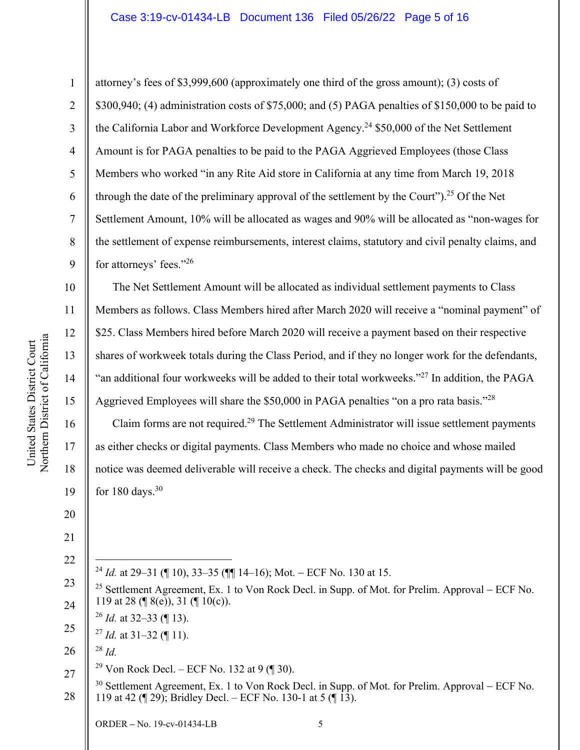attorney's fees of $3,999,600 (approximately one third of the gross amount); (3) costs of $300,940; (4) administration costs of $75,000; and (5) PAGA penalties of $150,000 to be paid to the California Labor and Workforce Development Agency.[24] $50,000 of the Net Settlement Amount is for PAGA penalties to be paid to the PAGA Aggrieved Employees (those Class Members who worked "in any Rite Aid store in California at any time from March 19, 2018 through the date of the preliminary approval of the settlement by the Court").[25] Of the Net Settlement Amount, 10% will be allocated as wages and 90% will be allocated as "non-wages for the settlement of expense reimbursements, interest claims, statutory and civil penalty claims, and for attorneys' fees."[26]

The Net Settlement Amount will be allocated as individual settlement payments to Class Members as follows. Class Members hired after March 2020 will receive a "nominal payment" of $25. Class Members hired before March 2020 will receive a payment based on their respective shares of workweek totals during the Class Period, and if they no longer work for the defendants, "an additional four workweeks will be added to their total workweeks."[27] In addition, the PAGA Aggrieved Employees will share the $50,000 in PAGA penalties "on a pro rata basis."[28]

Claim forms are not required.[29] The Settlement Administrator will issue settlement payments as either checks or digital payments. Class Members who made no choice and whose mailed notice was deemed deliverable will receive a check. The checks and digital payments will be good for 180 days.[30]

---

[24] *Id.* at 29–31 (¶ 10), 33–35 (¶¶ 14–16); Mot. – ECF No. 130 at 15.

[25] Settlement Agreement, Ex. 1 to Von Rock Decl. in Supp. of Mot. for Prelim. Approval – ECF No. 119 at 28 (¶ 8(e)), 31 (¶ 10(c)).

[26] *Id.* at 32–33 (¶ 13).

[27] *Id.* at 31–32 (¶ 11).

[28] *Id.*

[29] Von Rock Decl. – ECF No. 132 at 9 (¶ 30).

[30] Settlement Agreement, Ex. 1 to Von Rock Decl. in Supp. of Mot. for Prelim. Approval – ECF No. 119 at 42 (¶ 29); Bridley Decl. – ECF No. 130-1 at 5 (¶ 13).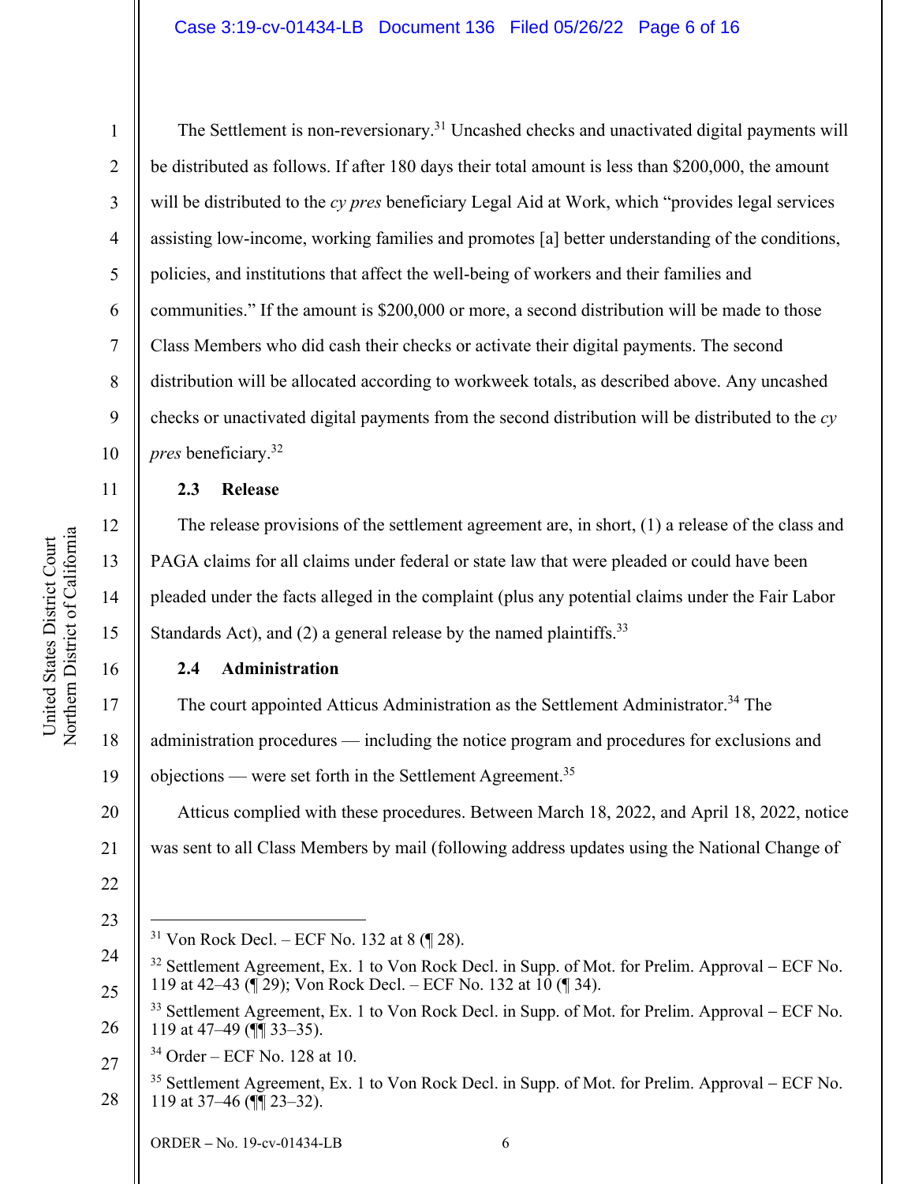The Settlement is non-reversionary.[31] Uncashed checks and unactivated digital payments will be distributed as follows. If after 180 days their total amount is less than $200,000, the amount will be distributed to the *cy pres* beneficiary Legal Aid at Work, which "provides legal services assisting low-income, working families and promotes [a] better understanding of the conditions, policies, and institutions that affect the well-being of workers and their families and communities." If the amount is $200,000 or more, a second distribution will be made to those Class Members who did cash their checks or activate their digital payments. The second distribution will be allocated according to workweek totals, as described above. Any uncashed checks or unactivated digital payments from the second distribution will be distributed to the *cy pres* beneficiary.[32]

### 2.3 Release

The release provisions of the settlement agreement are, in short, (1) a release of the class and PAGA claims for all claims under federal or state law that were pleaded or could have been pleaded under the facts alleged in the complaint (plus any potential claims under the Fair Labor Standards Act), and (2) a general release by the named plaintiffs.[33]

### 2.4 Administration

The court appointed Atticus Administration as the Settlement Administrator.[34] The administration procedures — including the notice program and procedures for exclusions and objections — were set forth in the Settlement Agreement.[35]

Atticus complied with these procedures. Between March 18, 2022, and April 18, 2022, notice was sent to all Class Members by mail (following address updates using the National Change of

---

[31] Von Rock Decl. – ECF No. 132 at 8 (¶ 28).

[32] Settlement Agreement, Ex. 1 to Von Rock Decl. in Supp. of Mot. for Prelim. Approval – ECF No. 119 at 42–43 (¶ 29); Von Rock Decl. – ECF No. 132 at 10 (¶ 34).

[33] Settlement Agreement, Ex. 1 to Von Rock Decl. in Supp. of Mot. for Prelim. Approval – ECF No. 119 at 47–49 (¶¶ 33–35).

[34] Order – ECF No. 128 at 10.

[35] Settlement Agreement, Ex. 1 to Von Rock Decl. in Supp. of Mot. for Prelim. Approval – ECF No. 119 at 37–46 (¶¶ 23–32).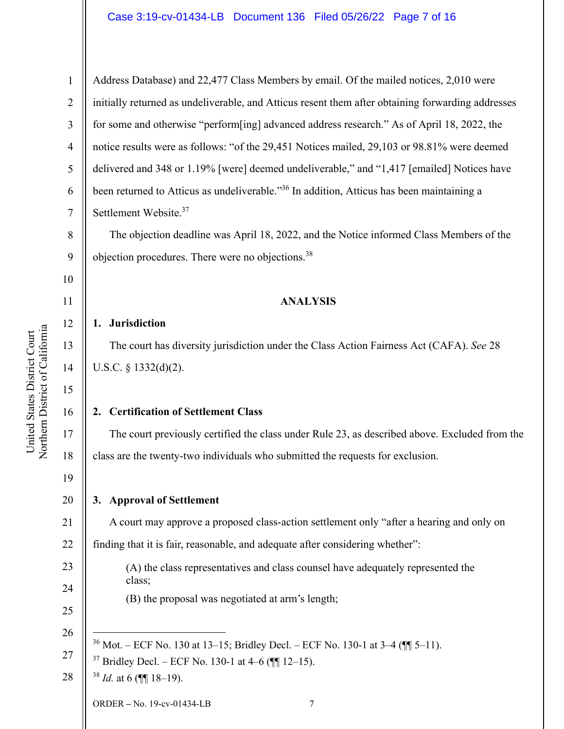Address Database) and 22,477 Class Members by email. Of the mailed notices, 2,010 were initially returned as undeliverable, and Atticus resent them after obtaining forwarding addresses for some and otherwise "perform[ing] advanced address research." As of April 18, 2022, the notice results were as follows: "of the 29,451 Notices mailed, 29,103 or 98.81% were deemed delivered and 348 or 1.19% [were] deemed undeliverable," and "1,417 [emailed] Notices have been returned to Atticus as undeliverable."[36] In addition, Atticus has been maintaining a Settlement Website.[37]

The objection deadline was April 18, 2022, and the Notice informed Class Members of the objection procedures. There were no objections.[38]

## ANALYSIS

### 1. Jurisdiction

The court has diversity jurisdiction under the Class Action Fairness Act (CAFA). *See* 28 U.S.C. § 1332(d)(2).

### 2. Certification of Settlement Class

The court previously certified the class under Rule 23, as described above. Excluded from the class are the twenty-two individuals who submitted the requests for exclusion.

### 3. Approval of Settlement

A court may approve a proposed class-action settlement only "after a hearing and only on finding that it is fair, reasonable, and adequate after considering whether":

> (A) the class representatives and class counsel have adequately represented the class;
>
> (B) the proposal was negotiated at arm's length;

---

[36] Mot. – ECF No. 130 at 13–15; Bridley Decl. – ECF No. 130-1 at 3–4 (¶¶ 5–11).

[37] Bridley Decl. – ECF No. 130-1 at 4–6 (¶¶ 12–15).

[38] *Id.* at 6 (¶¶ 18–19).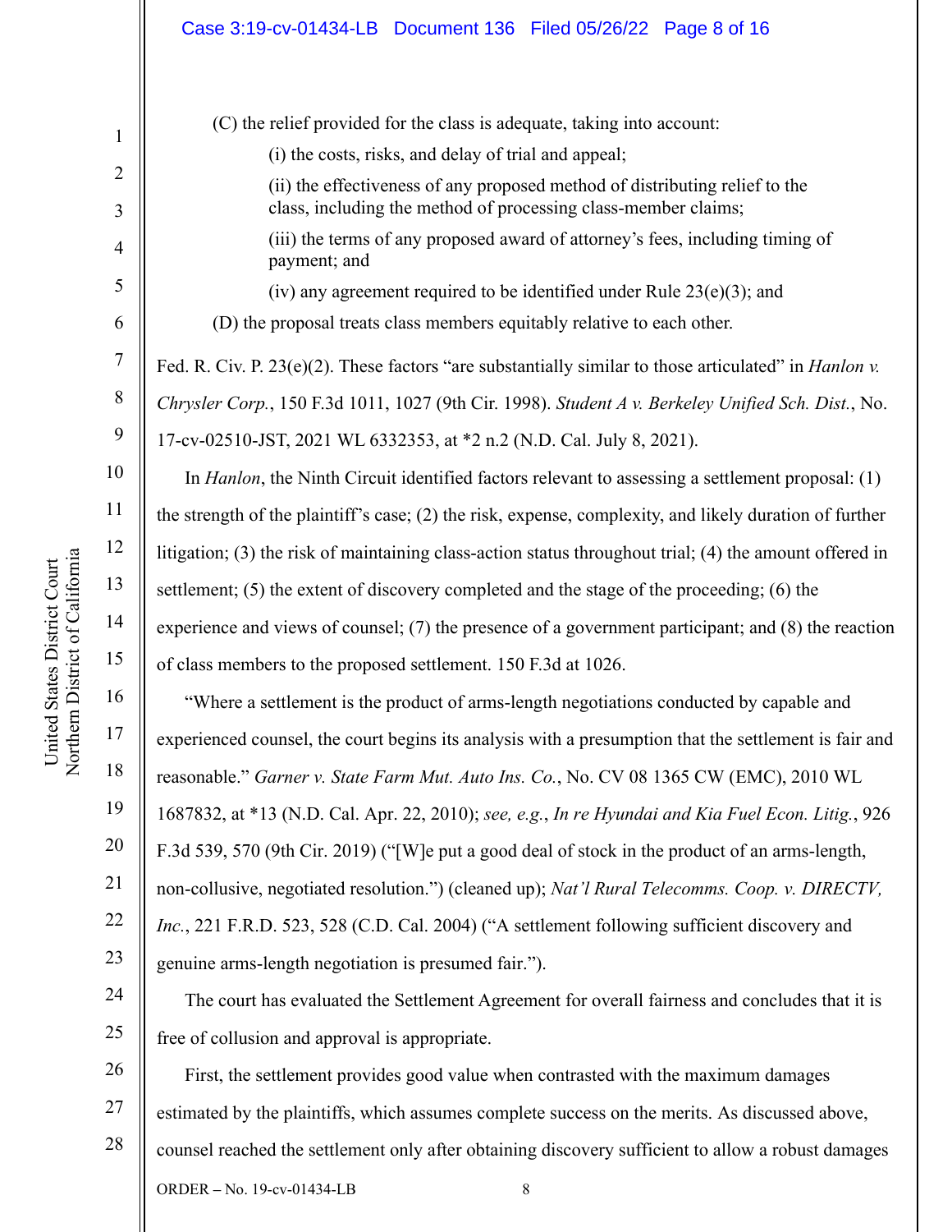(C) the relief provided for the class is adequate, taking into account:

(i) the costs, risks, and delay of trial and appeal;

(ii) the effectiveness of any proposed method of distributing relief to the class, including the method of processing class-member claims;

(iii) the terms of any proposed award of attorney's fees, including timing of payment; and

(iv) any agreement required to be identified under Rule 23(e)(3); and

(D) the proposal treats class members equitably relative to each other.

Fed. R. Civ. P. 23(e)(2). These factors "are substantially similar to those articulated" in *Hanlon v. Chrysler Corp.*, 150 F.3d 1011, 1027 (9th Cir. 1998). *Student A v. Berkeley Unified Sch. Dist.*, No. 17-cv-02510-JST, 2021 WL 6332353, at *2 n.2 (N.D. Cal. July 8, 2021).

In *Hanlon*, the Ninth Circuit identified factors relevant to assessing a settlement proposal: (1) the strength of the plaintiff's case; (2) the risk, expense, complexity, and likely duration of further litigation; (3) the risk of maintaining class-action status throughout trial; (4) the amount offered in settlement; (5) the extent of discovery completed and the stage of the proceeding; (6) the experience and views of counsel; (7) the presence of a government participant; and (8) the reaction of class members to the proposed settlement. 150 F.3d at 1026.

"Where a settlement is the product of arms-length negotiations conducted by capable and experienced counsel, the court begins its analysis with a presumption that the settlement is fair and reasonable." *Garner v. State Farm Mut. Auto Ins. Co.*, No. CV 08 1365 CW (EMC), 2010 WL 1687832, at *13 (N.D. Cal. Apr. 22, 2010); *see, e.g.*, *In re Hyundai and Kia Fuel Econ. Litig.*, 926 F.3d 539, 570 (9th Cir. 2019) ("[W]e put a good deal of stock in the product of an arms-length, non-collusive, negotiated resolution.") (cleaned up); *Nat'l Rural Telecomms. Coop. v. DIRECTV, Inc.*, 221 F.R.D. 523, 528 (C.D. Cal. 2004) ("A settlement following sufficient discovery and genuine arms-length negotiation is presumed fair.").

The court has evaluated the Settlement Agreement for overall fairness and concludes that it is free of collusion and approval is appropriate.

First, the settlement provides good value when contrasted with the maximum damages estimated by the plaintiffs, which assumes complete success on the merits. As discussed above, counsel reached the settlement only after obtaining discovery sufficient to allow a robust damages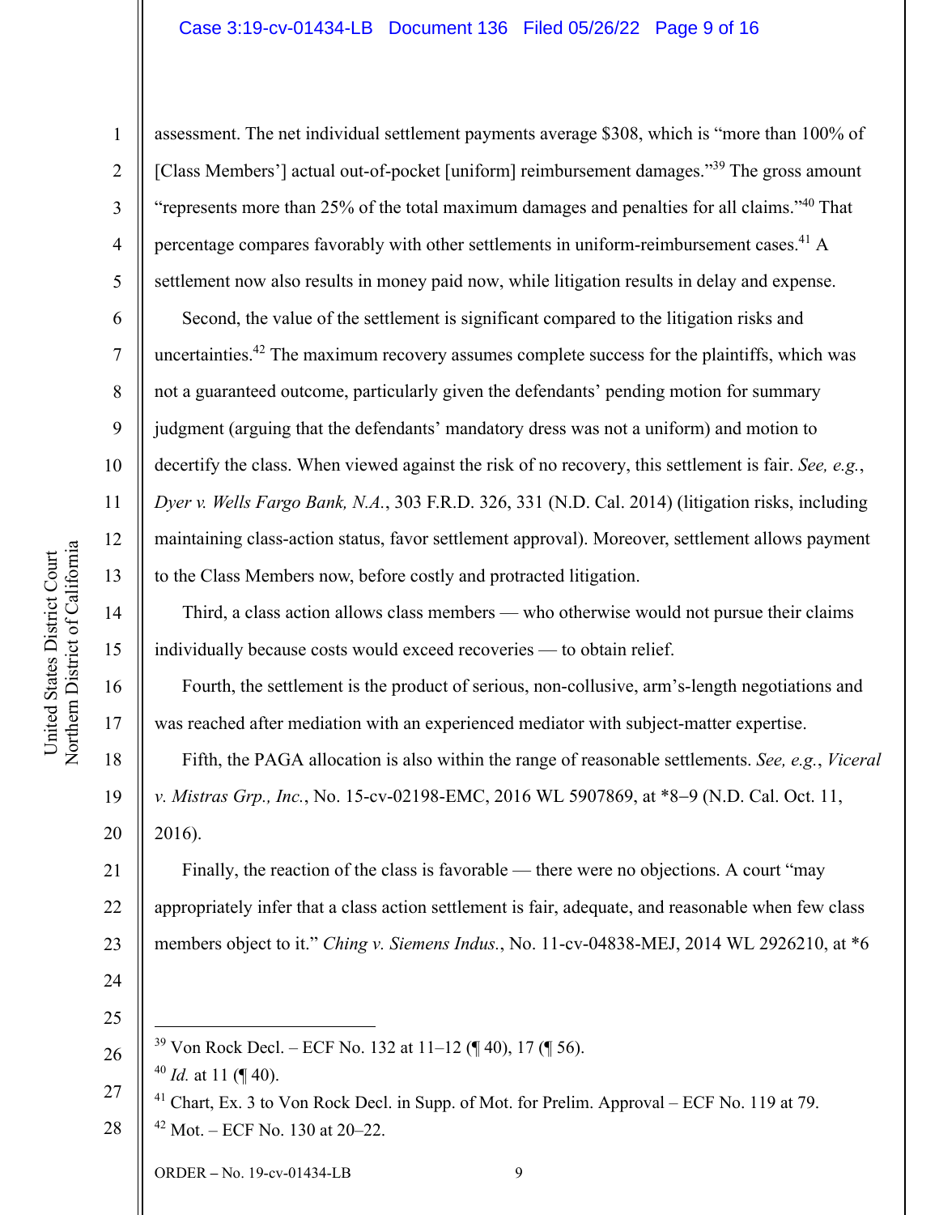assessment. The net individual settlement payments average $308, which is "more than 100% of [Class Members'] actual out-of-pocket [uniform] reimbursement damages."[39] The gross amount "represents more than 25% of the total maximum damages and penalties for all claims."[40] That percentage compares favorably with other settlements in uniform-reimbursement cases.[41] A settlement now also results in money paid now, while litigation results in delay and expense.

Second, the value of the settlement is significant compared to the litigation risks and uncertainties.[42] The maximum recovery assumes complete success for the plaintiffs, which was not a guaranteed outcome, particularly given the defendants' pending motion for summary judgment (arguing that the defendants' mandatory dress was not a uniform) and motion to decertify the class. When viewed against the risk of no recovery, this settlement is fair. *See, e.g.*, *Dyer v. Wells Fargo Bank, N.A.*, 303 F.R.D. 326, 331 (N.D. Cal. 2014) (litigation risks, including maintaining class-action status, favor settlement approval). Moreover, settlement allows payment to the Class Members now, before costly and protracted litigation.

Third, a class action allows class members — who otherwise would not pursue their claims individually because costs would exceed recoveries — to obtain relief.

Fourth, the settlement is the product of serious, non-collusive, arm's-length negotiations and was reached after mediation with an experienced mediator with subject-matter expertise.

Fifth, the PAGA allocation is also within the range of reasonable settlements. *See, e.g.*, *Viceral v. Mistras Grp., Inc.*, No. 15-cv-02198-EMC, 2016 WL 5907869, at *8–9 (N.D. Cal. Oct. 11, 2016).

Finally, the reaction of the class is favorable — there were no objections. A court "may appropriately infer that a class action settlement is fair, adequate, and reasonable when few class members object to it." *Ching v. Siemens Indus.*, No. 11-cv-04838-MEJ, 2014 WL 2926210, at *6

---

[39] Von Rock Decl. – ECF No. 132 at 11–12 (¶ 40), 17 (¶ 56).

[40] *Id.* at 11 (¶ 40).

[41] Chart, Ex. 3 to Von Rock Decl. in Supp. of Mot. for Prelim. Approval – ECF No. 119 at 79.

[42] Mot. – ECF No. 130 at 20–22.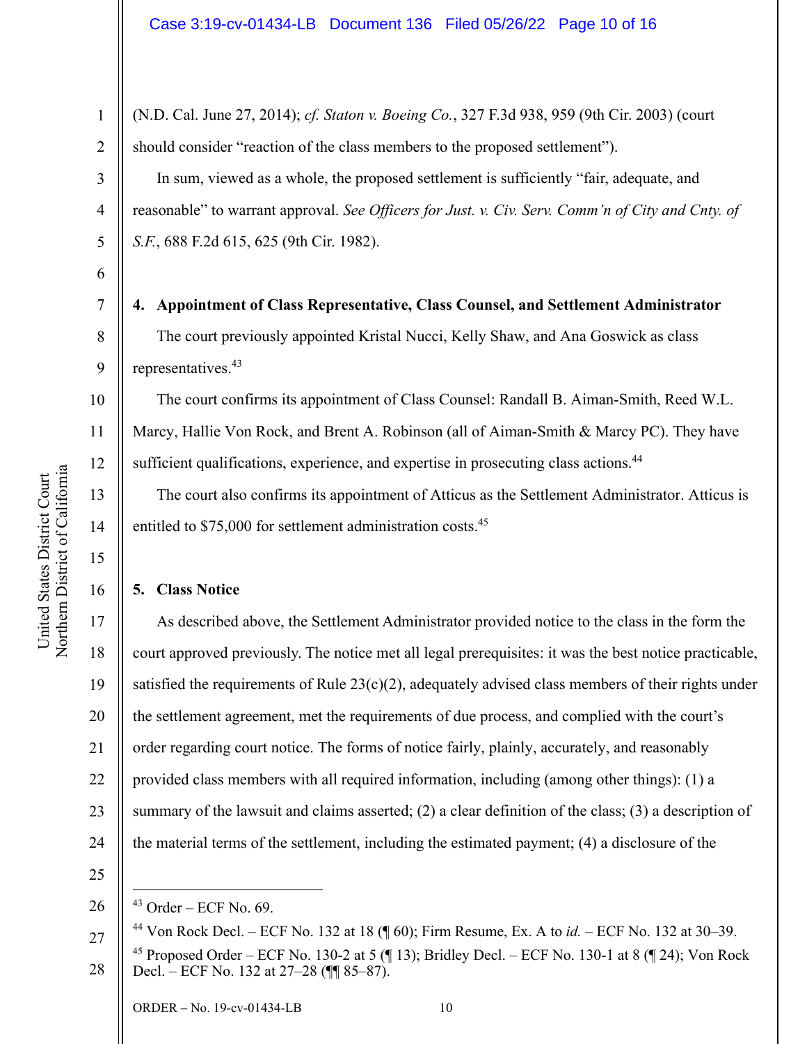(N.D. Cal. June 27, 2014); *cf. Staton v. Boeing Co.*, 327 F.3d 938, 959 (9th Cir. 2003) (court should consider "reaction of the class members to the proposed settlement").

In sum, viewed as a whole, the proposed settlement is sufficiently "fair, adequate, and reasonable" to warrant approval. *See Officers for Just. v. Civ. Serv. Comm'n of City and Cnty. of S.F.*, 688 F.2d 615, 625 (9th Cir. 1982).

**4. Appointment of Class Representative, Class Counsel, and Settlement Administrator**

The court previously appointed Kristal Nucci, Kelly Shaw, and Ana Goswick as class representatives.[43]

The court confirms its appointment of Class Counsel: Randall B. Aiman-Smith, Reed W.L. Marcy, Hallie Von Rock, and Brent A. Robinson (all of Aiman-Smith & Marcy PC). They have sufficient qualifications, experience, and expertise in prosecuting class actions.[44]

The court also confirms its appointment of Atticus as the Settlement Administrator. Atticus is entitled to $75,000 for settlement administration costs.[45]

**5. Class Notice**

As described above, the Settlement Administrator provided notice to the class in the form the court approved previously. The notice met all legal prerequisites: it was the best notice practicable, satisfied the requirements of Rule 23(c)(2), adequately advised class members of their rights under the settlement agreement, met the requirements of due process, and complied with the court's order regarding court notice. The forms of notice fairly, plainly, accurately, and reasonably provided class members with all required information, including (among other things): (1) a summary of the lawsuit and claims asserted; (2) a clear definition of the class; (3) a description of the material terms of the settlement, including the estimated payment; (4) a disclosure of the

---

[43] Order – ECF No. 69.

[44] Von Rock Decl. – ECF No. 132 at 18 (¶ 60); Firm Resume, Ex. A to *id.* – ECF No. 132 at 30–39.

[45] Proposed Order – ECF No. 130-2 at 5 (¶ 13); Bridley Decl. – ECF No. 130-1 at 8 (¶ 24); Von Rock Decl. – ECF No. 132 at 27–28 (¶¶ 85–87).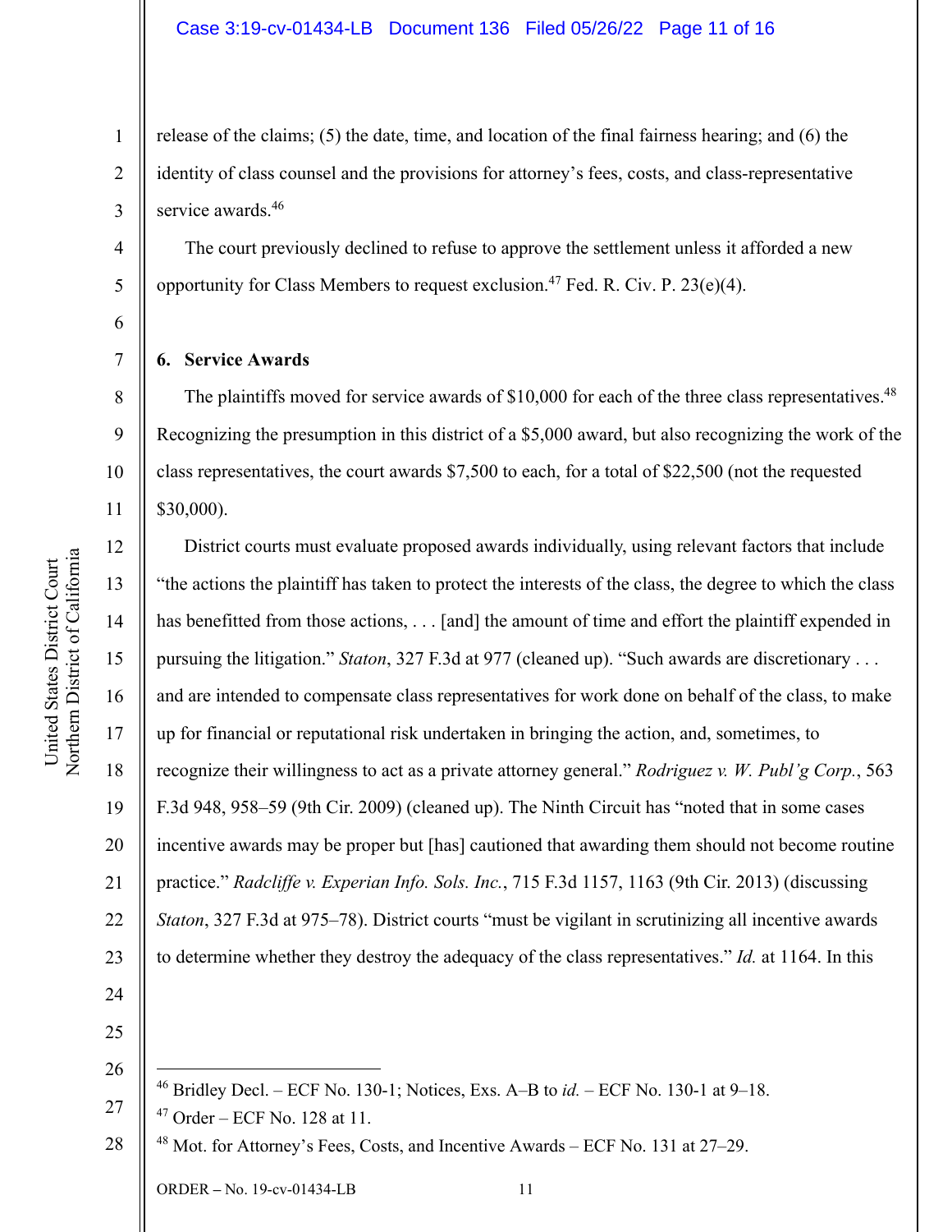release of the claims; (5) the date, time, and location of the final fairness hearing; and (6) the identity of class counsel and the provisions for attorney's fees, costs, and class-representative service awards.[46]

The court previously declined to refuse to approve the settlement unless it afforded a new opportunity for Class Members to request exclusion.[47] Fed. R. Civ. P. 23(e)(4).

**6. Service Awards**

The plaintiffs moved for service awards of $10,000 for each of the three class representatives.[48] Recognizing the presumption in this district of a $5,000 award, but also recognizing the work of the class representatives, the court awards $7,500 to each, for a total of $22,500 (not the requested $30,000).

District courts must evaluate proposed awards individually, using relevant factors that include "the actions the plaintiff has taken to protect the interests of the class, the degree to which the class has benefitted from those actions, . . . [and] the amount of time and effort the plaintiff expended in pursuing the litigation." *Staton*, 327 F.3d at 977 (cleaned up). "Such awards are discretionary . . . and are intended to compensate class representatives for work done on behalf of the class, to make up for financial or reputational risk undertaken in bringing the action, and, sometimes, to recognize their willingness to act as a private attorney general." *Rodriguez v. W. Publ'g Corp.*, 563 F.3d 948, 958–59 (9th Cir. 2009) (cleaned up). The Ninth Circuit has "noted that in some cases incentive awards may be proper but [has] cautioned that awarding them should not become routine practice." *Radcliffe v. Experian Info. Sols. Inc.*, 715 F.3d 1157, 1163 (9th Cir. 2013) (discussing *Staton*, 327 F.3d at 975–78). District courts "must be vigilant in scrutinizing all incentive awards to determine whether they destroy the adequacy of the class representatives." *Id.* at 1164. In this

---

[46] Bridley Decl. – ECF No. 130-1; Notices, Exs. A–B to *id.* – ECF No. 130-1 at 9–18.

[47] Order – ECF No. 128 at 11.

[48] Mot. for Attorney's Fees, Costs, and Incentive Awards – ECF No. 131 at 27–29.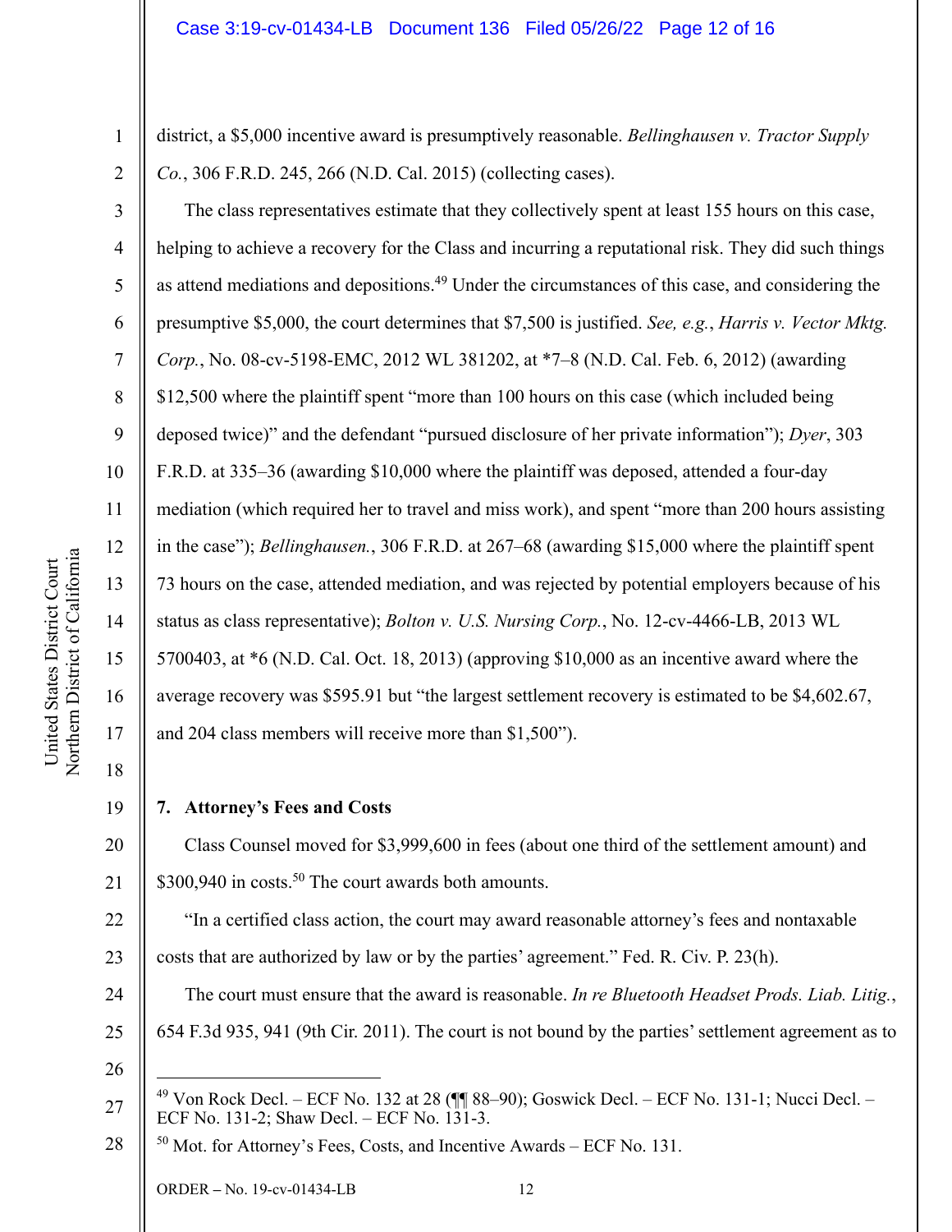district, a $5,000 incentive award is presumptively reasonable. *Bellinghausen v. Tractor Supply Co.*, 306 F.R.D. 245, 266 (N.D. Cal. 2015) (collecting cases).

The class representatives estimate that they collectively spent at least 155 hours on this case, helping to achieve a recovery for the Class and incurring a reputational risk. They did such things as attend mediations and depositions.[49] Under the circumstances of this case, and considering the presumptive $5,000, the court determines that $7,500 is justified. *See, e.g.*, *Harris v. Vector Mktg. Corp.*, No. 08-cv-5198-EMC, 2012 WL 381202, at *7–8 (N.D. Cal. Feb. 6, 2012) (awarding $12,500 where the plaintiff spent "more than 100 hours on this case (which included being deposed twice)" and the defendant "pursued disclosure of her private information"); *Dyer*, 303 F.R.D. at 335–36 (awarding $10,000 where the plaintiff was deposed, attended a four-day mediation (which required her to travel and miss work), and spent "more than 200 hours assisting in the case"); *Bellinghausen.*, 306 F.R.D. at 267–68 (awarding $15,000 where the plaintiff spent 73 hours on the case, attended mediation, and was rejected by potential employers because of his status as class representative); *Bolton v. U.S. Nursing Corp.*, No. 12-cv-4466-LB, 2013 WL 5700403, at *6 (N.D. Cal. Oct. 18, 2013) (approving $10,000 as an incentive award where the average recovery was $595.91 but "the largest settlement recovery is estimated to be $4,602.67, and 204 class members will receive more than $1,500").

**7. Attorney's Fees and Costs**

Class Counsel moved for $3,999,600 in fees (about one third of the settlement amount) and $300,940 in costs.[50] The court awards both amounts.

"In a certified class action, the court may award reasonable attorney's fees and nontaxable costs that are authorized by law or by the parties' agreement." Fed. R. Civ. P. 23(h).

The court must ensure that the award is reasonable. *In re Bluetooth Headset Prods. Liab. Litig.*, 654 F.3d 935, 941 (9th Cir. 2011). The court is not bound by the parties' settlement agreement as to

---

[49] Von Rock Decl. – ECF No. 132 at 28 (¶¶ 88–90); Goswick Decl. – ECF No. 131-1; Nucci Decl. – ECF No. 131-2; Shaw Decl. – ECF No. 131-3.

[50] Mot. for Attorney's Fees, Costs, and Incentive Awards – ECF No. 131.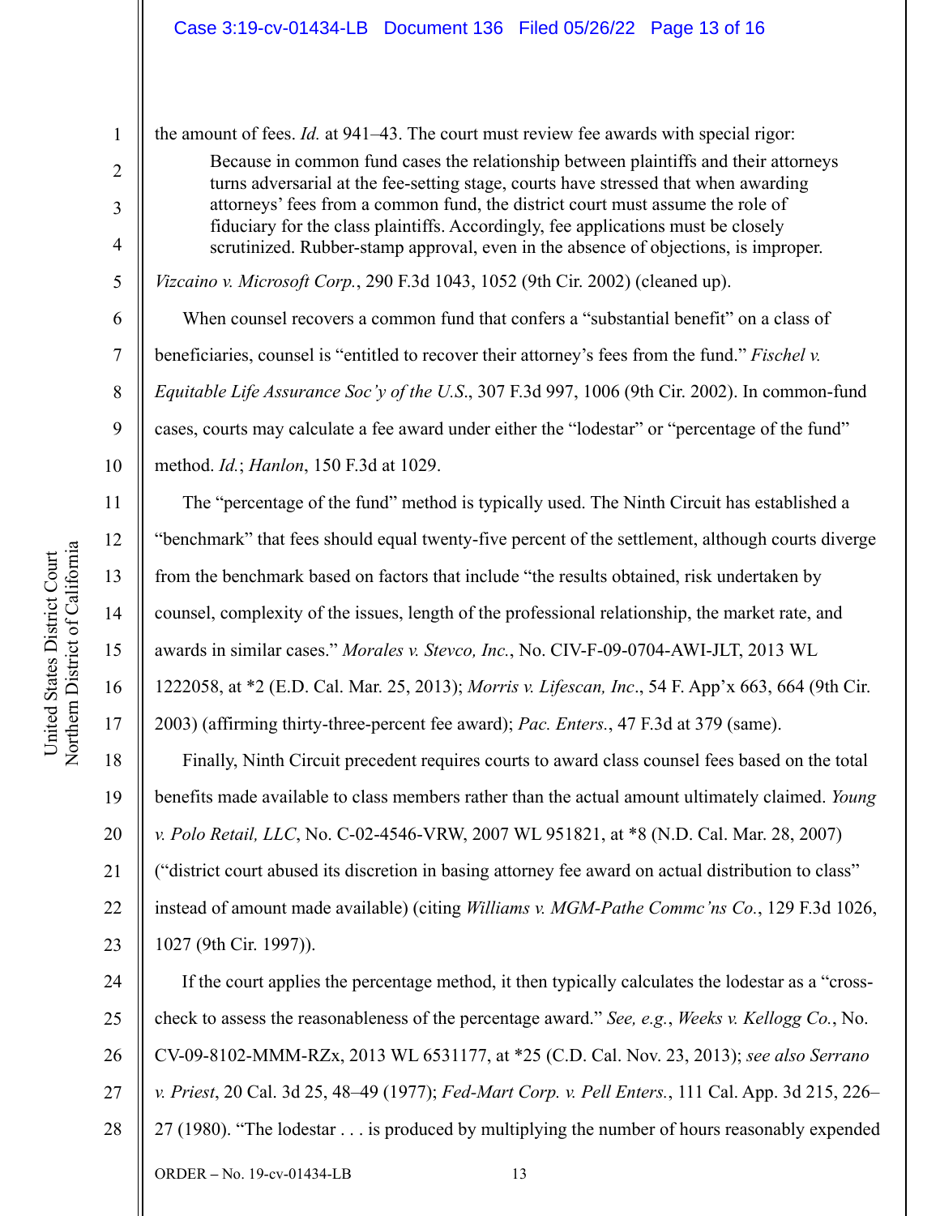the amount of fees. *Id.* at 941–43. The court must review fee awards with special rigor:

> Because in common fund cases the relationship between plaintiffs and their attorneys turns adversarial at the fee-setting stage, courts have stressed that when awarding attorneys' fees from a common fund, the district court must assume the role of fiduciary for the class plaintiffs. Accordingly, fee applications must be closely scrutinized. Rubber-stamp approval, even in the absence of objections, is improper.

*Vizcaino v. Microsoft Corp.*, 290 F.3d 1043, 1052 (9th Cir. 2002) (cleaned up).

When counsel recovers a common fund that confers a "substantial benefit" on a class of beneficiaries, counsel is "entitled to recover their attorney's fees from the fund." *Fischel v. Equitable Life Assurance Soc'y of the U.S.*, 307 F.3d 997, 1006 (9th Cir. 2002). In common-fund cases, courts may calculate a fee award under either the "lodestar" or "percentage of the fund" method. *Id.*; *Hanlon*, 150 F.3d at 1029.

The "percentage of the fund" method is typically used. The Ninth Circuit has established a "benchmark" that fees should equal twenty-five percent of the settlement, although courts diverge from the benchmark based on factors that include "the results obtained, risk undertaken by counsel, complexity of the issues, length of the professional relationship, the market rate, and awards in similar cases." *Morales v. Stevco, Inc.*, No. CIV-F-09-0704-AWI-JLT, 2013 WL 1222058, at *2 (E.D. Cal. Mar. 25, 2013); *Morris v. Lifescan, Inc*., 54 F. App'x 663, 664 (9th Cir. 2003) (affirming thirty-three-percent fee award); *Pac. Enters.*, 47 F.3d at 379 (same).

Finally, Ninth Circuit precedent requires courts to award class counsel fees based on the total benefits made available to class members rather than the actual amount ultimately claimed. *Young v. Polo Retail, LLC*, No. C-02-4546-VRW, 2007 WL 951821, at *8 (N.D. Cal. Mar. 28, 2007) ("district court abused its discretion in basing attorney fee award on actual distribution to class" instead of amount made available) (citing *Williams v. MGM-Pathe Commc'ns Co.*, 129 F.3d 1026, 1027 (9th Cir. 1997)).

If the court applies the percentage method, it then typically calculates the lodestar as a "cross-check to assess the reasonableness of the percentage award." *See, e.g.*, *Weeks v. Kellogg Co.*, No. CV-09-8102-MMM-RZx, 2013 WL 6531177, at *25 (C.D. Cal. Nov. 23, 2013); *see also Serrano v. Priest*, 20 Cal. 3d 25, 48–49 (1977); *Fed-Mart Corp. v. Pell Enters.*, 111 Cal. App. 3d 215, 226–27 (1980). "The lodestar . . . is produced by multiplying the number of hours reasonably expended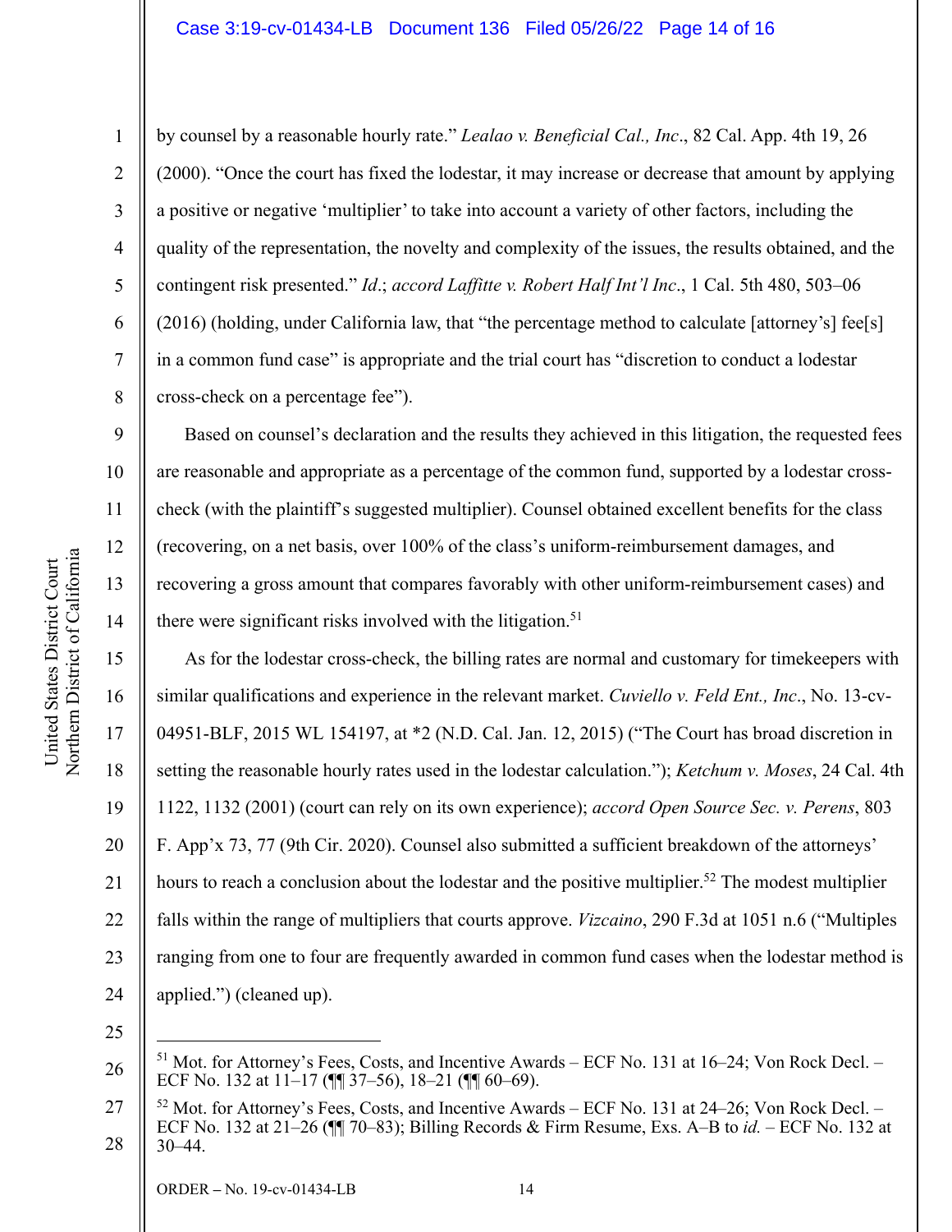by counsel by a reasonable hourly rate." *Lealao v. Beneficial Cal., Inc*., 82 Cal. App. 4th 19, 26 (2000). "Once the court has fixed the lodestar, it may increase or decrease that amount by applying a positive or negative 'multiplier' to take into account a variety of other factors, including the quality of the representation, the novelty and complexity of the issues, the results obtained, and the contingent risk presented." *Id*.; *accord Laffitte v. Robert Half Int'l Inc*., 1 Cal. 5th 480, 503–06 (2016) (holding, under California law, that "the percentage method to calculate [attorney's] fee[s] in a common fund case" is appropriate and the trial court has "discretion to conduct a lodestar cross-check on a percentage fee").

Based on counsel's declaration and the results they achieved in this litigation, the requested fees are reasonable and appropriate as a percentage of the common fund, supported by a lodestar cross-check (with the plaintiff's suggested multiplier). Counsel obtained excellent benefits for the class (recovering, on a net basis, over 100% of the class's uniform-reimbursement damages, and recovering a gross amount that compares favorably with other uniform-reimbursement cases) and there were significant risks involved with the litigation.[51]

As for the lodestar cross-check, the billing rates are normal and customary for timekeepers with similar qualifications and experience in the relevant market. *Cuviello v. Feld Ent., Inc*., No. 13-cv-04951-BLF, 2015 WL 154197, at *2 (N.D. Cal. Jan. 12, 2015) ("The Court has broad discretion in setting the reasonable hourly rates used in the lodestar calculation."); *Ketchum v. Moses*, 24 Cal. 4th 1122, 1132 (2001) (court can rely on its own experience); *accord Open Source Sec. v. Perens*, 803 F. App'x 73, 77 (9th Cir. 2020). Counsel also submitted a sufficient breakdown of the attorneys' hours to reach a conclusion about the lodestar and the positive multiplier.[52] The modest multiplier falls within the range of multipliers that courts approve. *Vizcaino*, 290 F.3d at 1051 n.6 ("Multiples ranging from one to four are frequently awarded in common fund cases when the lodestar method is applied.") (cleaned up).

---

[51] Mot. for Attorney's Fees, Costs, and Incentive Awards – ECF No. 131 at 16–24; Von Rock Decl. – ECF No. 132 at 11–17 (¶¶ 37–56), 18–21 (¶¶ 60–69).

[52] Mot. for Attorney's Fees, Costs, and Incentive Awards – ECF No. 131 at 24–26; Von Rock Decl. – ECF No. 132 at 21–26 (¶¶ 70–83); Billing Records & Firm Resume, Exs. A–B to *id.* – ECF No. 132 at 30–44.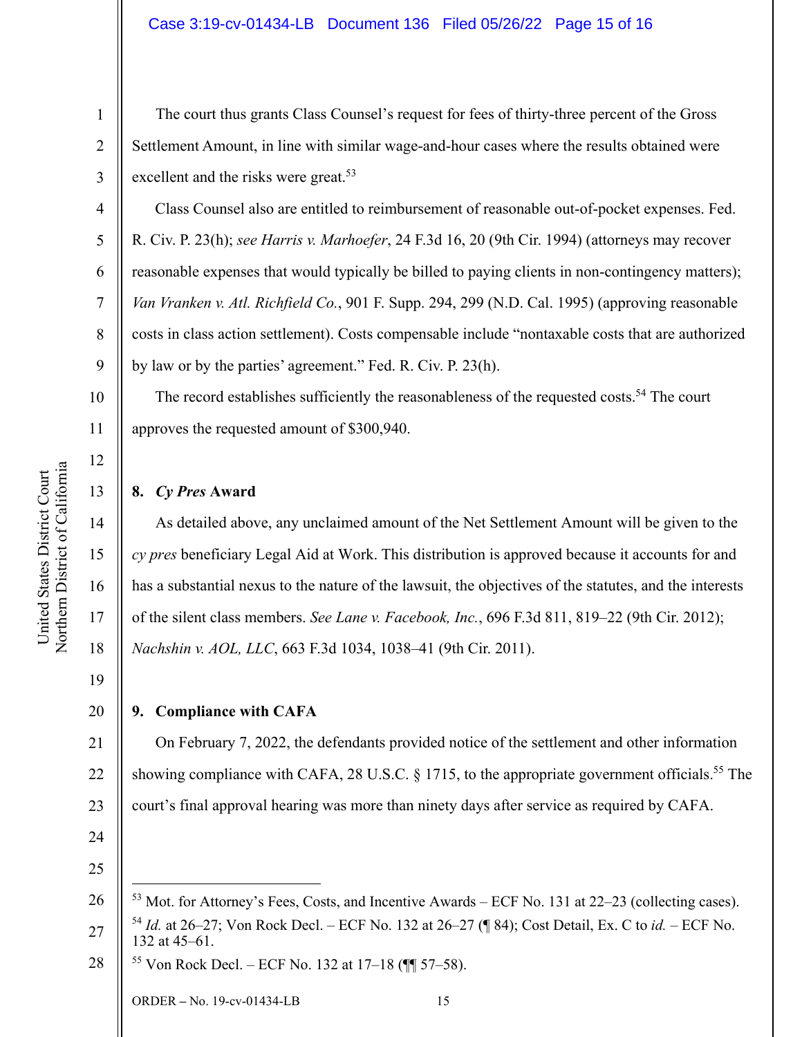The court thus grants Class Counsel's request for fees of thirty-three percent of the Gross Settlement Amount, in line with similar wage-and-hour cases where the results obtained were excellent and the risks were great.[53]

Class Counsel also are entitled to reimbursement of reasonable out-of-pocket expenses. Fed. R. Civ. P. 23(h); *see Harris v. Marhoefer*, 24 F.3d 16, 20 (9th Cir. 1994) (attorneys may recover reasonable expenses that would typically be billed to paying clients in non-contingency matters); *Van Vranken v. Atl. Richfield Co.*, 901 F. Supp. 294, 299 (N.D. Cal. 1995) (approving reasonable costs in class action settlement). Costs compensable include "nontaxable costs that are authorized by law or by the parties' agreement." Fed. R. Civ. P. 23(h).

The record establishes sufficiently the reasonableness of the requested costs.[54] The court approves the requested amount of $300,940.

**8. *Cy Pres* Award**

As detailed above, any unclaimed amount of the Net Settlement Amount will be given to the *cy pres* beneficiary Legal Aid at Work. This distribution is approved because it accounts for and has a substantial nexus to the nature of the lawsuit, the objectives of the statutes, and the interests of the silent class members. *See Lane v. Facebook, Inc.*, 696 F.3d 811, 819–22 (9th Cir. 2012); *Nachshin v. AOL, LLC*, 663 F.3d 1034, 1038–41 (9th Cir. 2011).

**9. Compliance with CAFA**

On February 7, 2022, the defendants provided notice of the settlement and other information showing compliance with CAFA, 28 U.S.C. § 1715, to the appropriate government officials.[55] The court's final approval hearing was more than ninety days after service as required by CAFA.

---

[53] Mot. for Attorney's Fees, Costs, and Incentive Awards – ECF No. 131 at 22–23 (collecting cases).

[54] *Id.* at 26–27; Von Rock Decl. – ECF No. 132 at 26–27 (¶ 84); Cost Detail, Ex. C to *id.* – ECF No. 132 at 45–61.

[55] Von Rock Decl. – ECF No. 132 at 17–18 (¶¶ 57–58).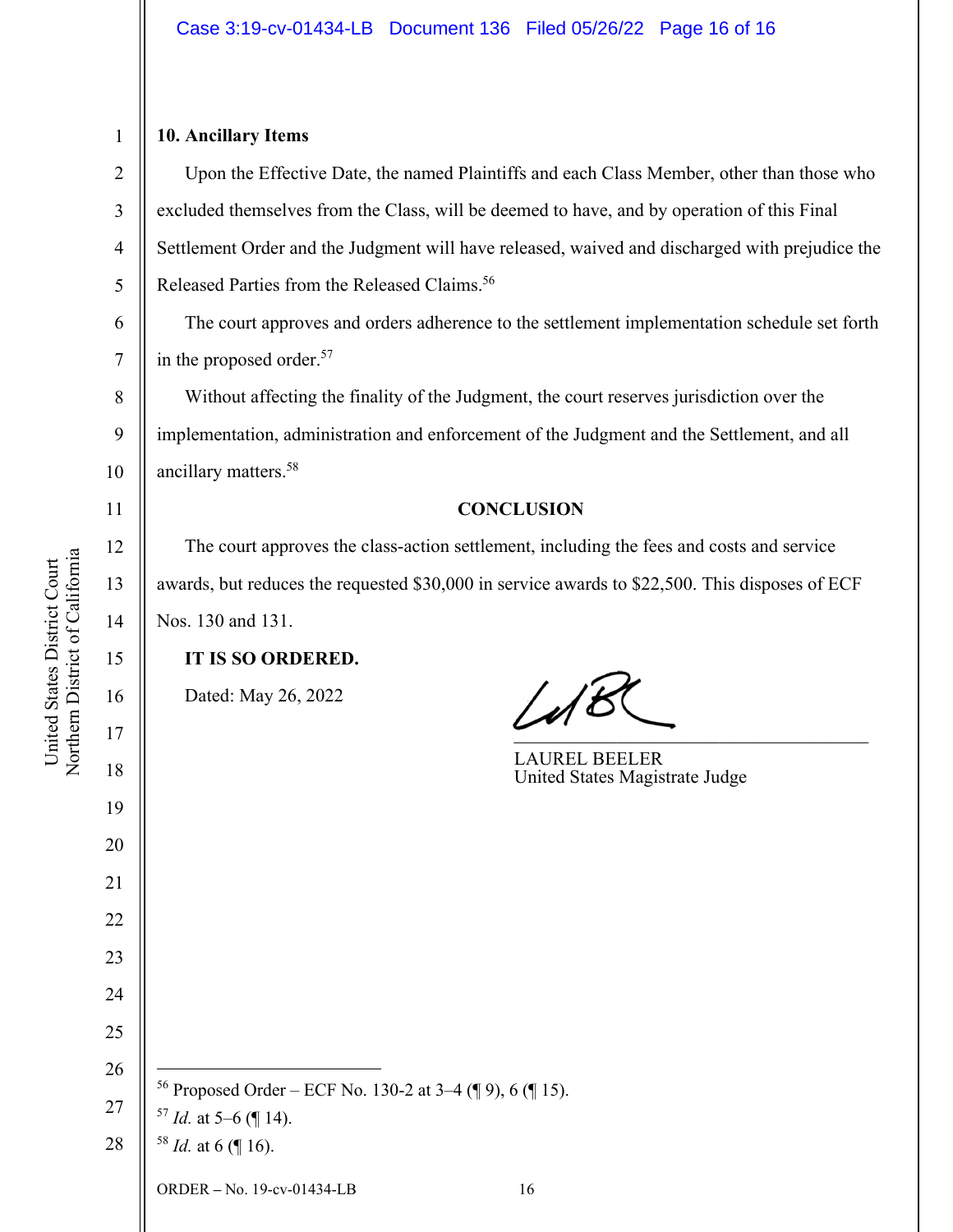**10. Ancillary Items**

Upon the Effective Date, the named Plaintiffs and each Class Member, other than those who excluded themselves from the Class, will be deemed to have, and by operation of this Final Settlement Order and the Judgment will have released, waived and discharged with prejudice the Released Parties from the Released Claims.[56]

The court approves and orders adherence to the settlement implementation schedule set forth in the proposed order.[57]

Without affecting the finality of the Judgment, the court reserves jurisdiction over the implementation, administration and enforcement of the Judgment and the Settlement, and all ancillary matters.[58]

**CONCLUSION**

The court approves the class-action settlement, including the fees and costs and service awards, but reduces the requested $30,000 in service awards to $22,500. This disposes of ECF Nos. 130 and 131.

**IT IS SO ORDERED.**

Dated: May 26, 2022

LAUREL BEELER
United States Magistrate Judge

---

[56] Proposed Order – ECF No. 130-2 at 3–4 (¶ 9), 6 (¶ 15).

[57] *Id.* at 5–6 (¶ 14).

[58] *Id.* at 6 (¶ 16).